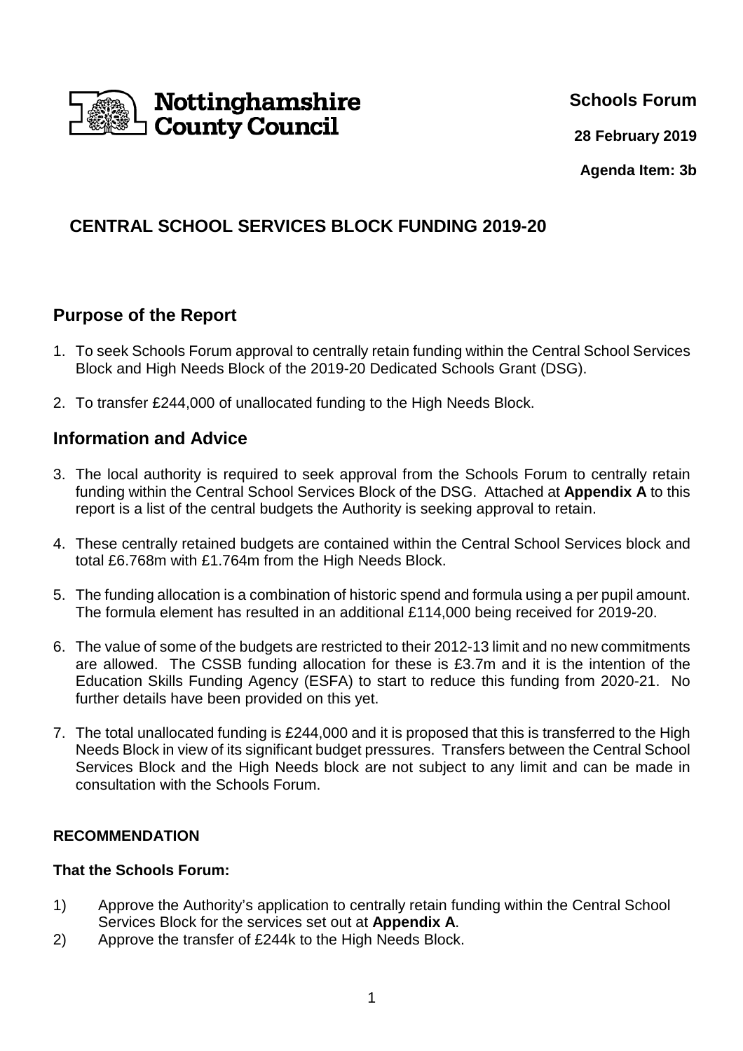Nottinghamshire County Council

**Schools Forum**

**28 February 2019**

**Agenda Item: 3b**

# CENTRAL SCHOOL SERVICES BLOCK FUNDING 2019-20

## Purpose of the Report

1. To seek Schools Forum approval to centrally retain funding within the Central School Services Block and High Needs Block of the 2019-20 Dedicated Schools Grant (DSG).

2. To transfer £244,000 of unallocated funding to the High Needs Block.

## Information and Advice

3. The local authority is required to seek approval from the Schools Forum to centrally retain funding within the Central School Services Block of the DSG. Attached at **Appendix A** to this report is a list of the central budgets the Authority is seeking approval to retain.

4. These centrally retained budgets are contained within the Central School Services block and total £6.768m with £1.764m from the High Needs Block.

5. The funding allocation is a combination of historic spend and formula using a per pupil amount. The formula element has resulted in an additional £114,000 being received for 2019-20.

6. The value of some of the budgets are restricted to their 2012-13 limit and no new commitments are allowed. The CSSB funding allocation for these is £3.7m and it is the intention of the Education Skills Funding Agency (ESFA) to start to reduce this funding from 2020-21. No further details have been provided on this yet.

7. The total unallocated funding is £244,000 and it is proposed that this is transferred to the High Needs Block in view of its significant budget pressures. Transfers between the Central School Services Block and the High Needs block are not subject to any limit and can be made in consultation with the Schools Forum.

**RECOMMENDATION**

**That the Schools Forum:**

1) Approve the Authority's application to centrally retain funding within the Central School Services Block for the services set out at **Appendix A**.
2) Approve the transfer of £244k to the High Needs Block.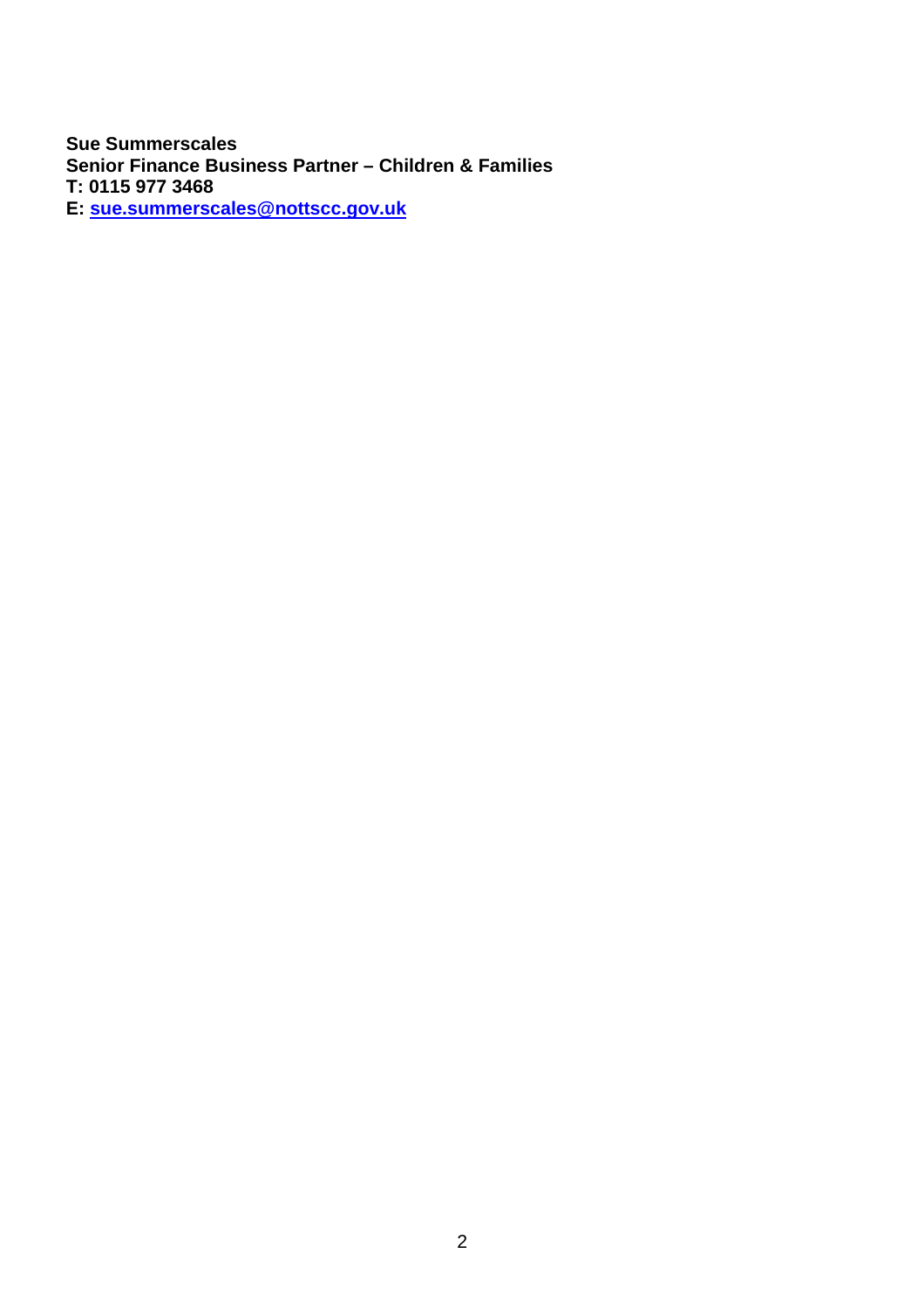**Sue Summerscales**
**Senior Finance Business Partner – Children & Families**
**T: 0115 977 3468**
**E: sue.summerscales@nottscc.gov.uk**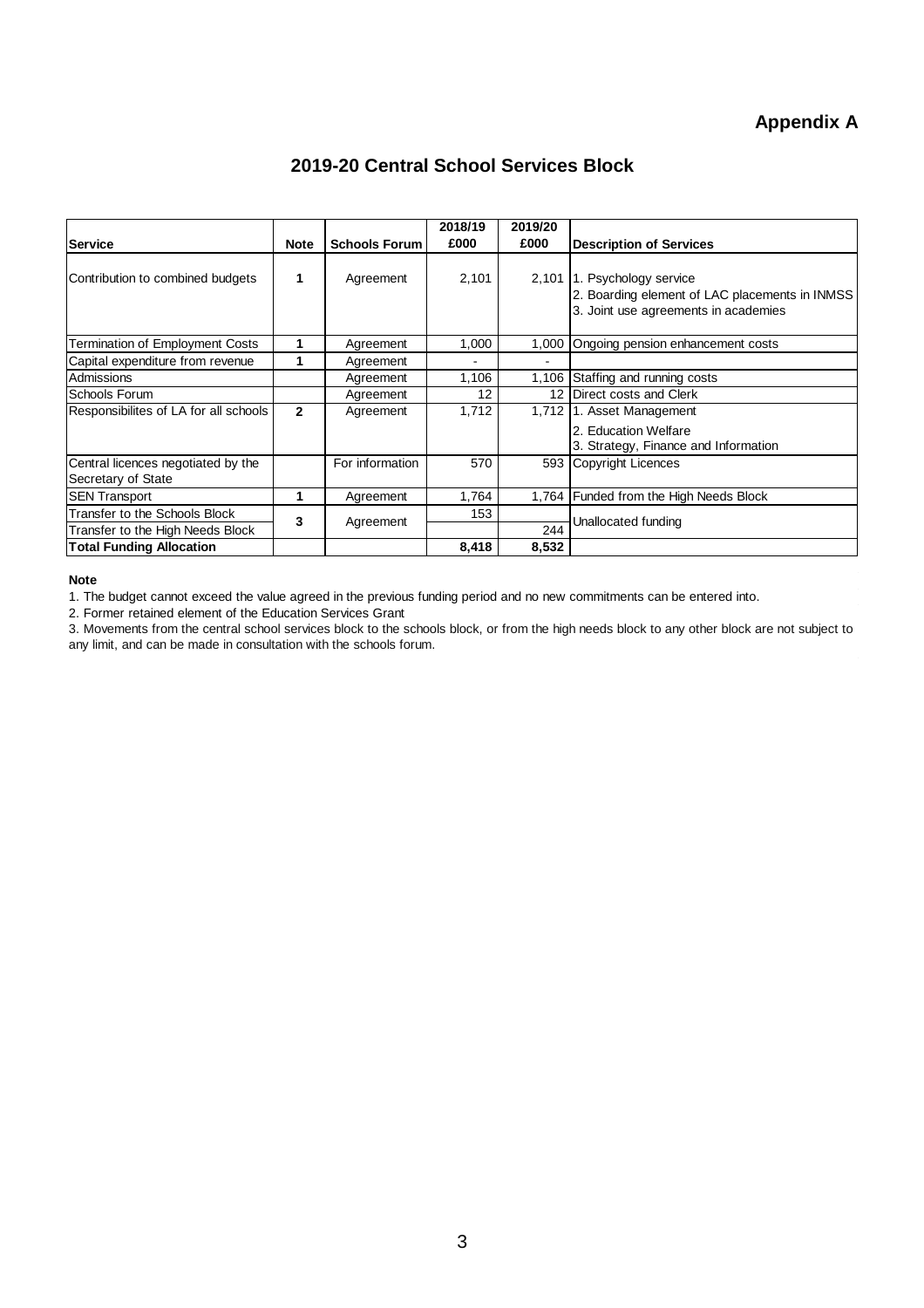**Appendix A**

## 2019-20 Central School Services Block

| Service | Note | Schools Forum | 2018/19 £000 | 2019/20 £000 | Description of Services |
|---|---|---|---|---|---|
| Contribution to combined budgets | 1 | Agreement | 2,101 | 2,101 | 1. Psychology service<br>2. Boarding element of LAC placements in INMSS<br>3. Joint use agreements in academies |
| Termination of Employment Costs | 1 | Agreement | 1,000 | 1,000 | Ongoing pension enhancement costs |
| Capital expenditure from revenue | 1 | Agreement | - | - | |
| Admissions | | Agreement | 1,106 | 1,106 | Staffing and running costs |
| Schools Forum | | Agreement | 12 | 12 | Direct costs and Clerk |
| Responsibilites of LA for all schools | 2 | Agreement | 1,712 | 1,712 | 1. Asset Management<br>2. Education Welfare<br>3. Strategy, Finance and Information |
| Central licences negotiated by the Secretary of State | | For information | 570 | 593 | Copyright Licences |
| SEN Transport | 1 | Agreement | 1,764 | 1,764 | Funded from the High Needs Block |
| Transfer to the Schools Block | 3 | Agreement | 153 | | Unallocated funding |
| Transfer to the High Needs Block | | | | 244 | |
| **Total Funding Allocation** | | | **8,418** | **8,532** | |

**Note**

1. The budget cannot exceed the value agreed in the previous funding period and no new commitments can be entered into.
2. Former retained element of the Education Services Grant
3. Movements from the central school services block to the schools block, or from the high needs block to any other block are not subject to any limit, and can be made in consultation with the schools forum.